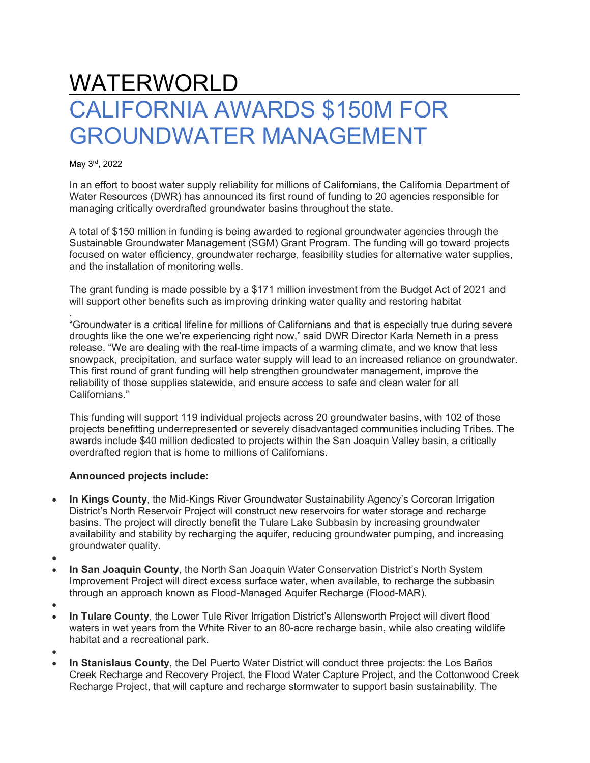# WATERWORLD

# CALIFORNIA AWARDS $150M FOR GROUNDWATER MANAGEMENT

May 3rd, 2022

In an effort to boost water supply reliability for millions of Californians, the California Department of Water Resources (DWR) has announced its first round of funding to 20 agencies responsible for managing critically overdrafted groundwater basins throughout the state.

A total of $150 million in funding is being awarded to regional groundwater agencies through the Sustainable Groundwater Management (SGM) Grant Program. The funding will go toward projects focused on water efficiency, groundwater recharge, feasibility studies for alternative water supplies, and the installation of monitoring wells.

The grant funding is made possible by a $171 million investment from the Budget Act of 2021 and will support other benefits such as improving drinking water quality and restoring habitat

.
"Groundwater is a critical lifeline for millions of Californians and that is especially true during severe droughts like the one we're experiencing right now," said DWR Director Karla Nemeth in a press release. "We are dealing with the real-time impacts of a warming climate, and we know that less snowpack, precipitation, and surface water supply will lead to an increased reliance on groundwater. This first round of grant funding will help strengthen groundwater management, improve the reliability of those supplies statewide, and ensure access to safe and clean water for all Californians."

This funding will support 119 individual projects across 20 groundwater basins, with 102 of those projects benefitting underrepresented or severely disadvantaged communities including Tribes. The awards include $40 million dedicated to projects within the San Joaquin Valley basin, a critically overdrafted region that is home to millions of Californians.

**Announced projects include:**

- **In Kings County**, the Mid-Kings River Groundwater Sustainability Agency's Corcoran Irrigation District's North Reservoir Project will construct new reservoirs for water storage and recharge basins. The project will directly benefit the Tulare Lake Subbasin by increasing groundwater availability and stability by recharging the aquifer, reducing groundwater pumping, and increasing groundwater quality.
- **In San Joaquin County**, the North San Joaquin Water Conservation District's North System Improvement Project will direct excess surface water, when available, to recharge the subbasin through an approach known as Flood-Managed Aquifer Recharge (Flood-MAR).
- **In Tulare County**, the Lower Tule River Irrigation District's Allensworth Project will divert flood waters in wet years from the White River to an 80-acre recharge basin, while also creating wildlife habitat and a recreational park.
- **In Stanislaus County**, the Del Puerto Water District will conduct three projects: the Los Baños Creek Recharge and Recovery Project, the Flood Water Capture Project, and the Cottonwood Creek Recharge Project, that will capture and recharge stormwater to support basin sustainability. The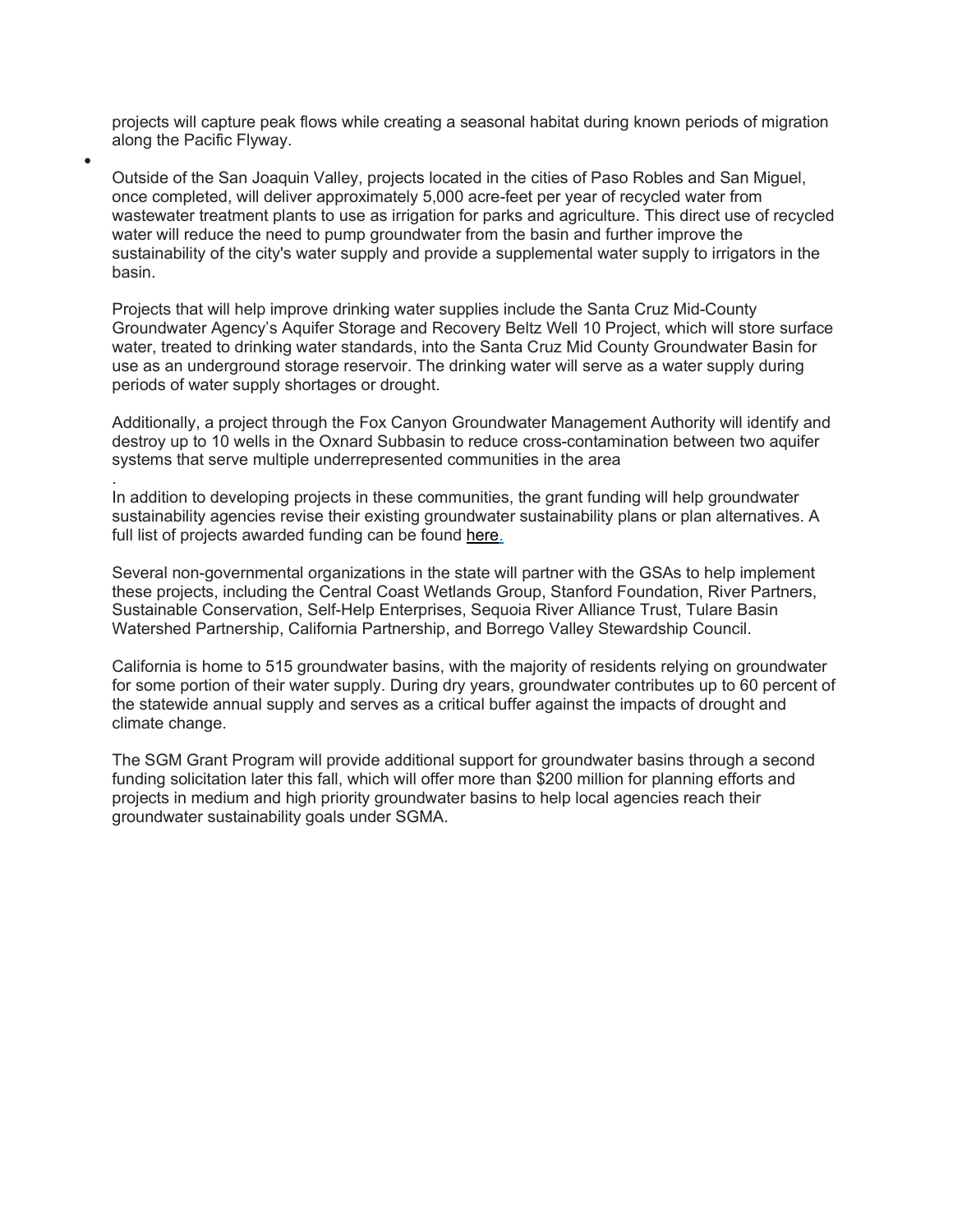projects will capture peak flows while creating a seasonal habitat during known periods of migration along the Pacific Flyway.

- Outside of the San Joaquin Valley, projects located in the cities of Paso Robles and San Miguel, once completed, will deliver approximately 5,000 acre-feet per year of recycled water from wastewater treatment plants to use as irrigation for parks and agriculture. This direct use of recycled water will reduce the need to pump groundwater from the basin and further improve the sustainability of the city's water supply and provide a supplemental water supply to irrigators in the basin.

Projects that will help improve drinking water supplies include the Santa Cruz Mid-County Groundwater Agency's Aquifer Storage and Recovery Beltz Well 10 Project, which will store surface water, treated to drinking water standards, into the Santa Cruz Mid County Groundwater Basin for use as an underground storage reservoir. The drinking water will serve as a water supply during periods of water supply shortages or drought.

Additionally, a project through the Fox Canyon Groundwater Management Authority will identify and destroy up to 10 wells in the Oxnard Subbasin to reduce cross-contamination between two aquifer systems that serve multiple underrepresented communities in the area

.
In addition to developing projects in these communities, the grant funding will help groundwater sustainability agencies revise their existing groundwater sustainability plans or plan alternatives. A full list of projects awarded funding can be found here.

Several non-governmental organizations in the state will partner with the GSAs to help implement these projects, including the Central Coast Wetlands Group, Stanford Foundation, River Partners, Sustainable Conservation, Self-Help Enterprises, Sequoia River Alliance Trust, Tulare Basin Watershed Partnership, California Partnership, and Borrego Valley Stewardship Council.

California is home to 515 groundwater basins, with the majority of residents relying on groundwater for some portion of their water supply. During dry years, groundwater contributes up to 60 percent of the statewide annual supply and serves as a critical buffer against the impacts of drought and climate change.

The SGM Grant Program will provide additional support for groundwater basins through a second funding solicitation later this fall, which will offer more than $200 million for planning efforts and projects in medium and high priority groundwater basins to help local agencies reach their groundwater sustainability goals under SGMA.